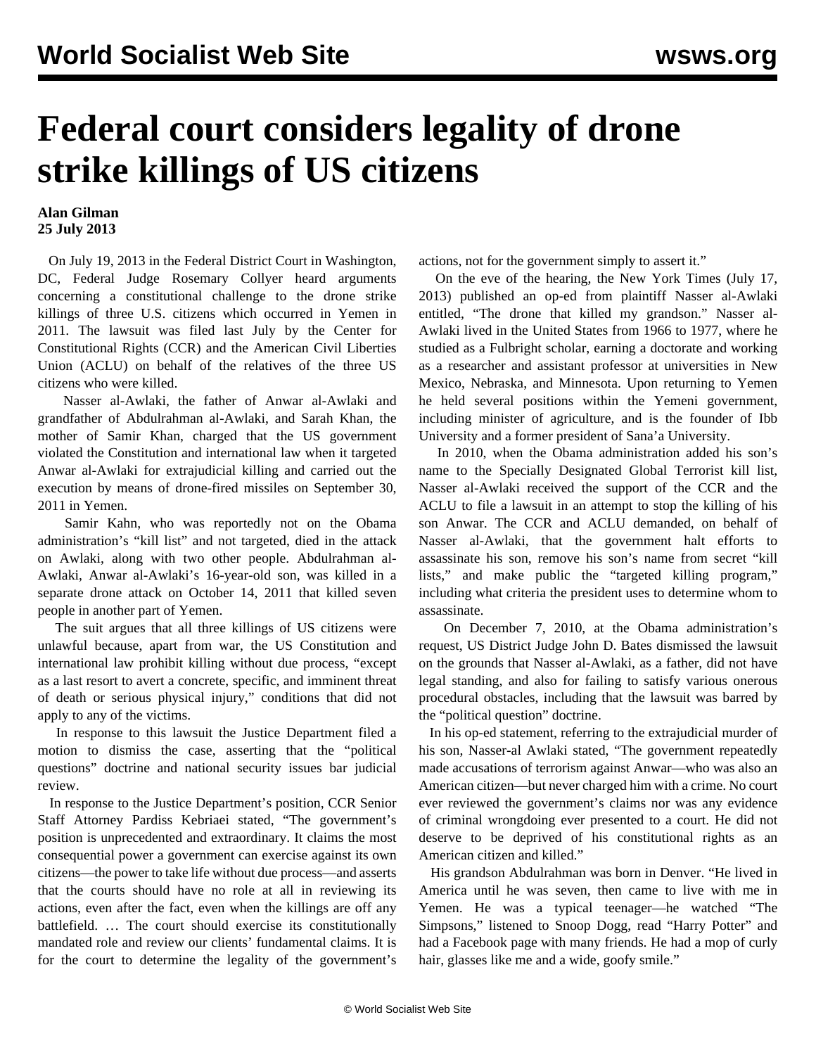# Federal court considers legality of drone strike killings of US citizens

**Alan Gilman**
**25 July 2013**

On July 19, 2013 in the Federal District Court in Washington, DC, Federal Judge Rosemary Collyer heard arguments concerning a constitutional challenge to the drone strike killings of three U.S. citizens which occurred in Yemen in 2011. The lawsuit was filed last July by the Center for Constitutional Rights (CCR) and the American Civil Liberties Union (ACLU) on behalf of the relatives of the three US citizens who were killed.

Nasser al-Awlaki, the father of Anwar al-Awlaki and grandfather of Abdulrahman al-Awlaki, and Sarah Khan, the mother of Samir Khan, charged that the US government violated the Constitution and international law when it targeted Anwar al-Awlaki for extrajudicial killing and carried out the execution by means of drone-fired missiles on September 30, 2011 in Yemen.

Samir Kahn, who was reportedly not on the Obama administration's "kill list" and not targeted, died in the attack on Awlaki, along with two other people. Abdulrahman al-Awlaki, Anwar al-Awlaki's 16-year-old son, was killed in a separate drone attack on October 14, 2011 that killed seven people in another part of Yemen.

The suit argues that all three killings of US citizens were unlawful because, apart from war, the US Constitution and international law prohibit killing without due process, "except as a last resort to avert a concrete, specific, and imminent threat of death or serious physical injury," conditions that did not apply to any of the victims.

In response to this lawsuit the Justice Department filed a motion to dismiss the case, asserting that the "political questions" doctrine and national security issues bar judicial review.

In response to the Justice Department's position, CCR Senior Staff Attorney Pardiss Kebriaei stated, "The government's position is unprecedented and extraordinary. It claims the most consequential power a government can exercise against its own citizens—the power to take life without due process—and asserts that the courts should have no role at all in reviewing its actions, even after the fact, even when the killings are off any battlefield. … The court should exercise its constitutionally mandated role and review our clients' fundamental claims. It is for the court to determine the legality of the government's actions, not for the government simply to assert it."

On the eve of the hearing, the New York Times (July 17, 2013) published an op-ed from plaintiff Nasser al-Awlaki entitled, "The drone that killed my grandson." Nasser al-Awlaki lived in the United States from 1966 to 1977, where he studied as a Fulbright scholar, earning a doctorate and working as a researcher and assistant professor at universities in New Mexico, Nebraska, and Minnesota. Upon returning to Yemen he held several positions within the Yemeni government, including minister of agriculture, and is the founder of Ibb University and a former president of Sana'a University.

In 2010, when the Obama administration added his son's name to the Specially Designated Global Terrorist kill list, Nasser al-Awlaki received the support of the CCR and the ACLU to file a lawsuit in an attempt to stop the killing of his son Anwar. The CCR and ACLU demanded, on behalf of Nasser al-Awlaki, that the government halt efforts to assassinate his son, remove his son's name from secret "kill lists," and make public the "targeted killing program," including what criteria the president uses to determine whom to assassinate.

On December 7, 2010, at the Obama administration's request, US District Judge John D. Bates dismissed the lawsuit on the grounds that Nasser al-Awlaki, as a father, did not have legal standing, and also for failing to satisfy various onerous procedural obstacles, including that the lawsuit was barred by the "political question" doctrine.

In his op-ed statement, referring to the extrajudicial murder of his son, Nasser-al Awlaki stated, "The government repeatedly made accusations of terrorism against Anwar—who was also an American citizen—but never charged him with a crime. No court ever reviewed the government's claims nor was any evidence of criminal wrongdoing ever presented to a court. He did not deserve to be deprived of his constitutional rights as an American citizen and killed."

His grandson Abdulrahman was born in Denver. "He lived in America until he was seven, then came to live with me in Yemen. He was a typical teenager—he watched "The Simpsons," listened to Snoop Dogg, read "Harry Potter" and had a Facebook page with many friends. He had a mop of curly hair, glasses like me and a wide, goofy smile."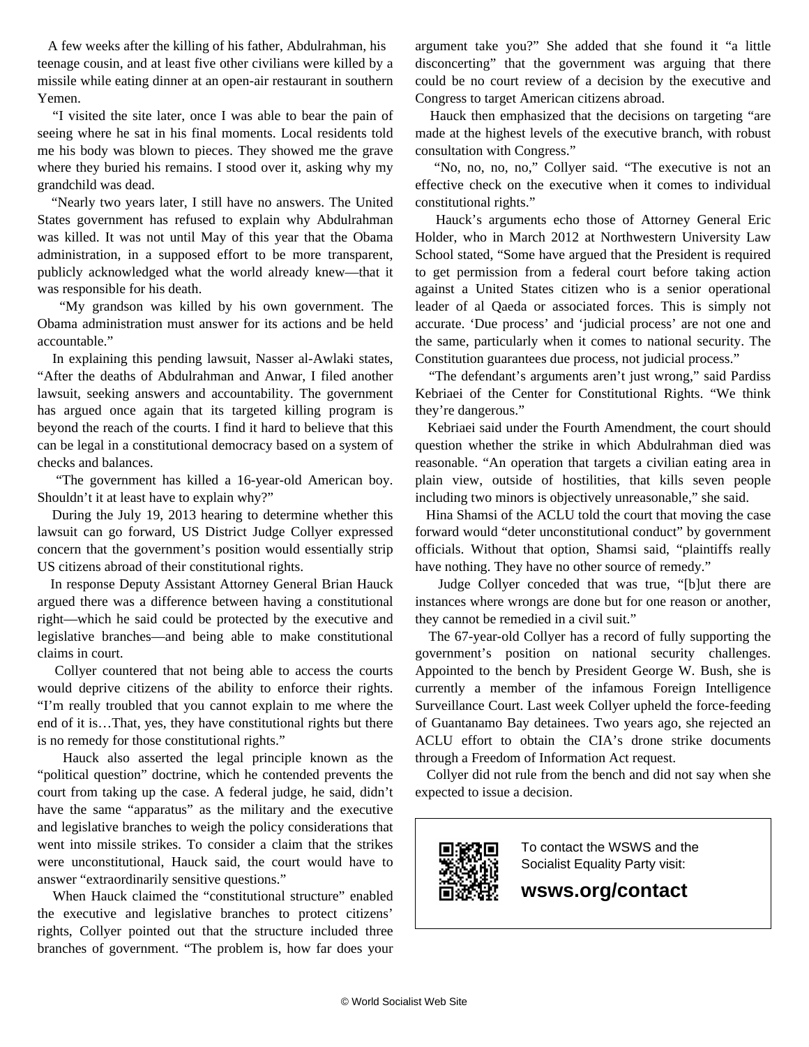A few weeks after the killing of his father, Abdulrahman, his teenage cousin, and at least five other civilians were killed by a missile while eating dinner at an open-air restaurant in southern Yemen.

"I visited the site later, once I was able to bear the pain of seeing where he sat in his final moments. Local residents told me his body was blown to pieces. They showed me the grave where they buried his remains. I stood over it, asking why my grandchild was dead.

"Nearly two years later, I still have no answers. The United States government has refused to explain why Abdulrahman was killed. It was not until May of this year that the Obama administration, in a supposed effort to be more transparent, publicly acknowledged what the world already knew—that it was responsible for his death.

"My grandson was killed by his own government. The Obama administration must answer for its actions and be held accountable."

In explaining this pending lawsuit, Nasser al-Awlaki states, "After the deaths of Abdulrahman and Anwar, I filed another lawsuit, seeking answers and accountability. The government has argued once again that its targeted killing program is beyond the reach of the courts. I find it hard to believe that this can be legal in a constitutional democracy based on a system of checks and balances.

"The government has killed a 16-year-old American boy. Shouldn't it at least have to explain why?"

During the July 19, 2013 hearing to determine whether this lawsuit can go forward, US District Judge Collyer expressed concern that the government's position would essentially strip US citizens abroad of their constitutional rights.

In response Deputy Assistant Attorney General Brian Hauck argued there was a difference between having a constitutional right—which he said could be protected by the executive and legislative branches—and being able to make constitutional claims in court.

Collyer countered that not being able to access the courts would deprive citizens of the ability to enforce their rights. "I'm really troubled that you cannot explain to me where the end of it is…That, yes, they have constitutional rights but there is no remedy for those constitutional rights."

Hauck also asserted the legal principle known as the "political question" doctrine, which he contended prevents the court from taking up the case. A federal judge, he said, didn't have the same "apparatus" as the military and the executive and legislative branches to weigh the policy considerations that went into missile strikes. To consider a claim that the strikes were unconstitutional, Hauck said, the court would have to answer "extraordinarily sensitive questions."

When Hauck claimed the "constitutional structure" enabled the executive and legislative branches to protect citizens' rights, Collyer pointed out that the structure included three branches of government. "The problem is, how far does your argument take you?" She added that she found it "a little disconcerting" that the government was arguing that there could be no court review of a decision by the executive and Congress to target American citizens abroad.

Hauck then emphasized that the decisions on targeting "are made at the highest levels of the executive branch, with robust consultation with Congress."

"No, no, no, no," Collyer said. "The executive is not an effective check on the executive when it comes to individual constitutional rights."

Hauck's arguments echo those of Attorney General Eric Holder, who in March 2012 at Northwestern University Law School stated, "Some have argued that the President is required to get permission from a federal court before taking action against a United States citizen who is a senior operational leader of al Qaeda or associated forces. This is simply not accurate. 'Due process' and 'judicial process' are not one and the same, particularly when it comes to national security. The Constitution guarantees due process, not judicial process."

"The defendant's arguments aren't just wrong," said Pardiss Kebriaei of the Center for Constitutional Rights. "We think they're dangerous."

Kebriaei said under the Fourth Amendment, the court should question whether the strike in which Abdulrahman died was reasonable. "An operation that targets a civilian eating area in plain view, outside of hostilities, that kills seven people including two minors is objectively unreasonable," she said.

Hina Shamsi of the ACLU told the court that moving the case forward would "deter unconstitutional conduct" by government officials. Without that option, Shamsi said, "plaintiffs really have nothing. They have no other source of remedy."

Judge Collyer conceded that was true, "[b]ut there are instances where wrongs are done but for one reason or another, they cannot be remedied in a civil suit."

The 67-year-old Collyer has a record of fully supporting the government's position on national security challenges. Appointed to the bench by President George W. Bush, she is currently a member of the infamous Foreign Intelligence Surveillance Court. Last week Collyer upheld the force-feeding of Guantanamo Bay detainees. Two years ago, she rejected an ACLU effort to obtain the CIA's drone strike documents through a Freedom of Information Act request.

Collyer did not rule from the bench and did not say when she expected to issue a decision.

To contact the WSWS and the Socialist Equality Party visit:

**wsws.org/contact**